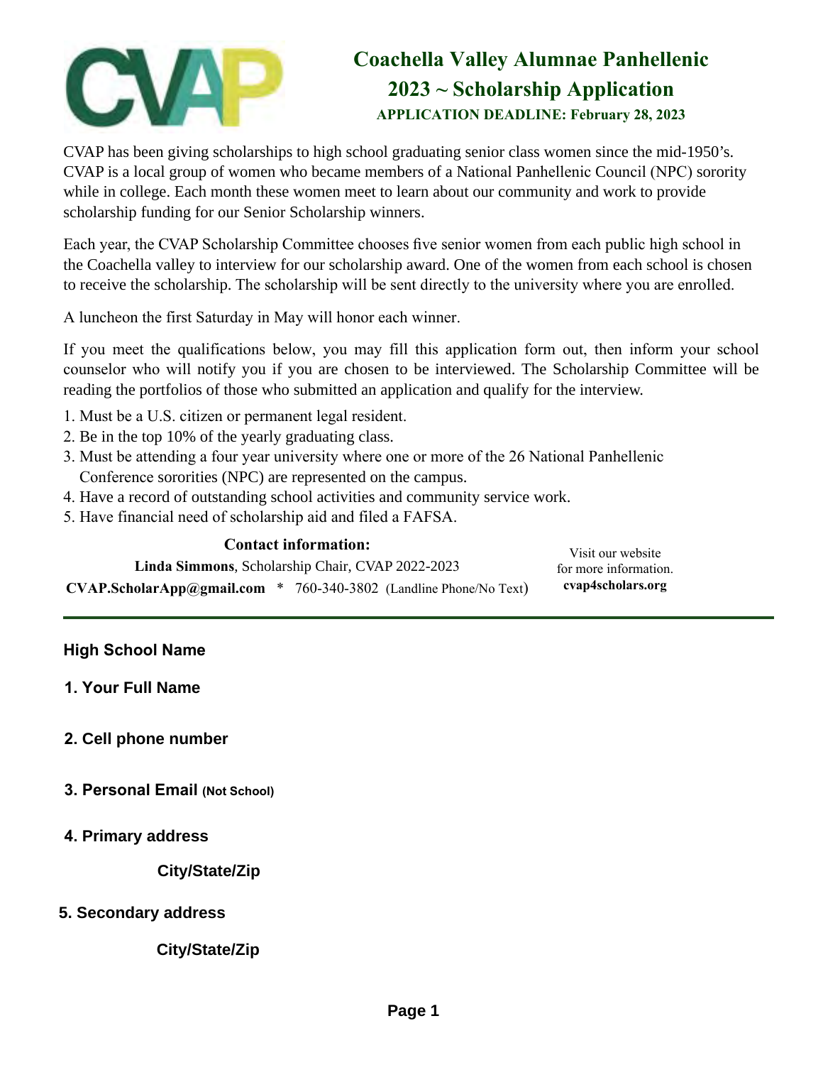# Coachella Valley Alumnae Panhellenic

## 2023 ~ Scholarship Application

**APPLICATION DEADLINE: February 28, 2023**

CVAP has been giving scholarships to high school graduating senior class women since the mid-1950's. CVAP is a local group of women who became members of a National Panhellenic Council (NPC) sorority while in college. Each month these women meet to learn about our community and work to provide scholarship funding for our Senior Scholarship winners.

Each year, the CVAP Scholarship Committee chooses five senior women from each public high school in the Coachella valley to interview for our scholarship award. One of the women from each school is chosen to receive the scholarship. The scholarship will be sent directly to the university where you are enrolled.

A luncheon the first Saturday in May will honor each winner.

If you meet the qualifications below, you may fill this application form out, then inform your school counselor who will notify you if you are chosen to be interviewed. The Scholarship Committee will be reading the portfolios of those who submitted an application and qualify for the interview.

1. Must be a U.S. citizen or permanent legal resident.
2. Be in the top 10% of the yearly graduating class.
3. Must be attending a four year university where one or more of the 26 National Panhellenic Conference sororities (NPC) are represented on the campus.
4. Have a record of outstanding school activities and community service work.
5. Have financial need of scholarship aid and filed a FAFSA.

**Contact information:**

**Linda Simmons**, Scholarship Chair, CVAP 2022-2023

**CVAP.ScholarApp@gmail.com** * 760-340-3802 (Landline Phone/No Text)

Visit our website for more information.
**cvap4scholars.org**

---

**High School Name**

**1. Your Full Name**

**2. Cell phone number**

**3. Personal Email (Not School)**

**4. Primary address**

**City/State/Zip**

**5. Secondary address**

**City/State/Zip**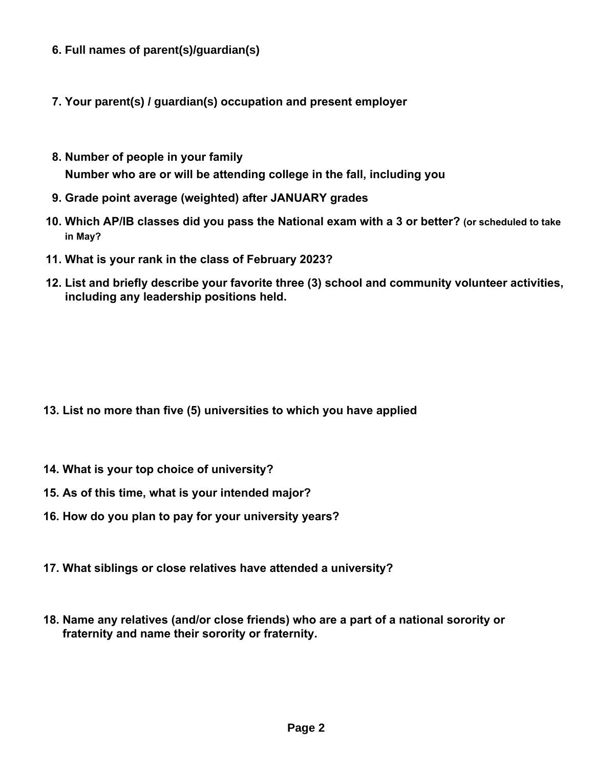6. **Full names of parent(s)/guardian(s)**

7. **Your parent(s) / guardian(s) occupation and present employer**

8. **Number of people in your family**
   **Number who are or will be attending college in the fall, including you**

9. **Grade point average (weighted) after JANUARY grades**

10. **Which AP/IB classes did you pass the National exam with a 3 or better? (or scheduled to take in May?**

11. **What is your rank in the class of February 2023?**

12. **List and briefly describe your favorite three (3) school and community volunteer activities, including any leadership positions held.**

13. **List no more than five (5) universities to which you have applied**

14. **What is your top choice of university?**

15. **As of this time, what is your intended major?**

16. **How do you plan to pay for your university years?**

17. **What siblings or close relatives have attended a university?**

18. **Name any relatives (and/or close friends) who are a part of a national sorority or fraternity and name their sorority or fraternity.**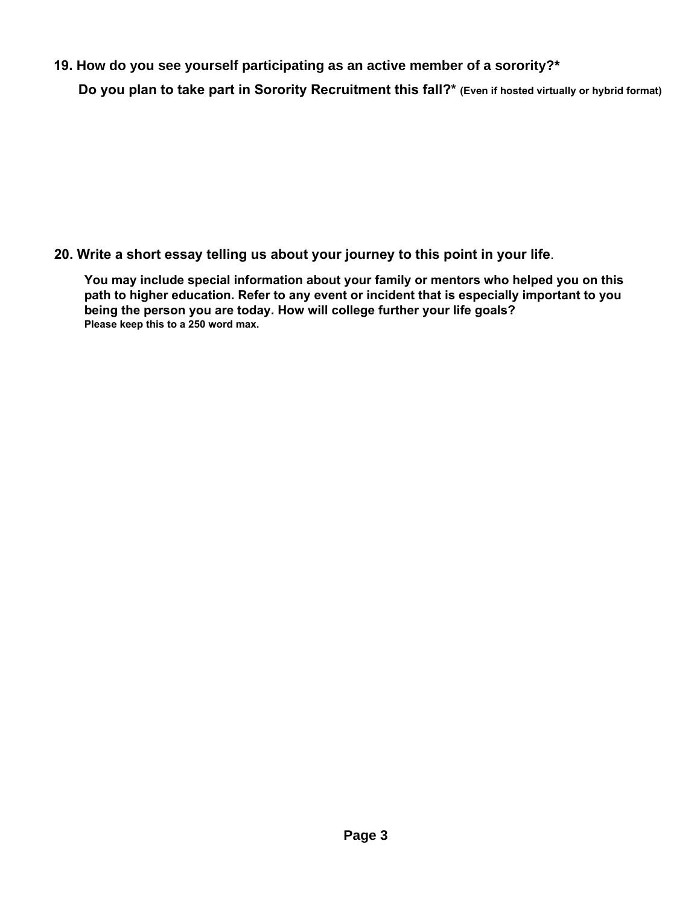**19. How do you see yourself participating as an active member of a sorority?***

**Do you plan to take part in Sorority Recruitment this fall?*** **(Even if hosted virtually or hybrid format)**

**20. Write a short essay telling us about your journey to this point in your life**.

**You may include special information about your family or mentors who helped you on this path to higher education. Refer to any event or incident that is especially important to you being the person you are today. How will college further your life goals?**
**Please keep this to a 250 word max.**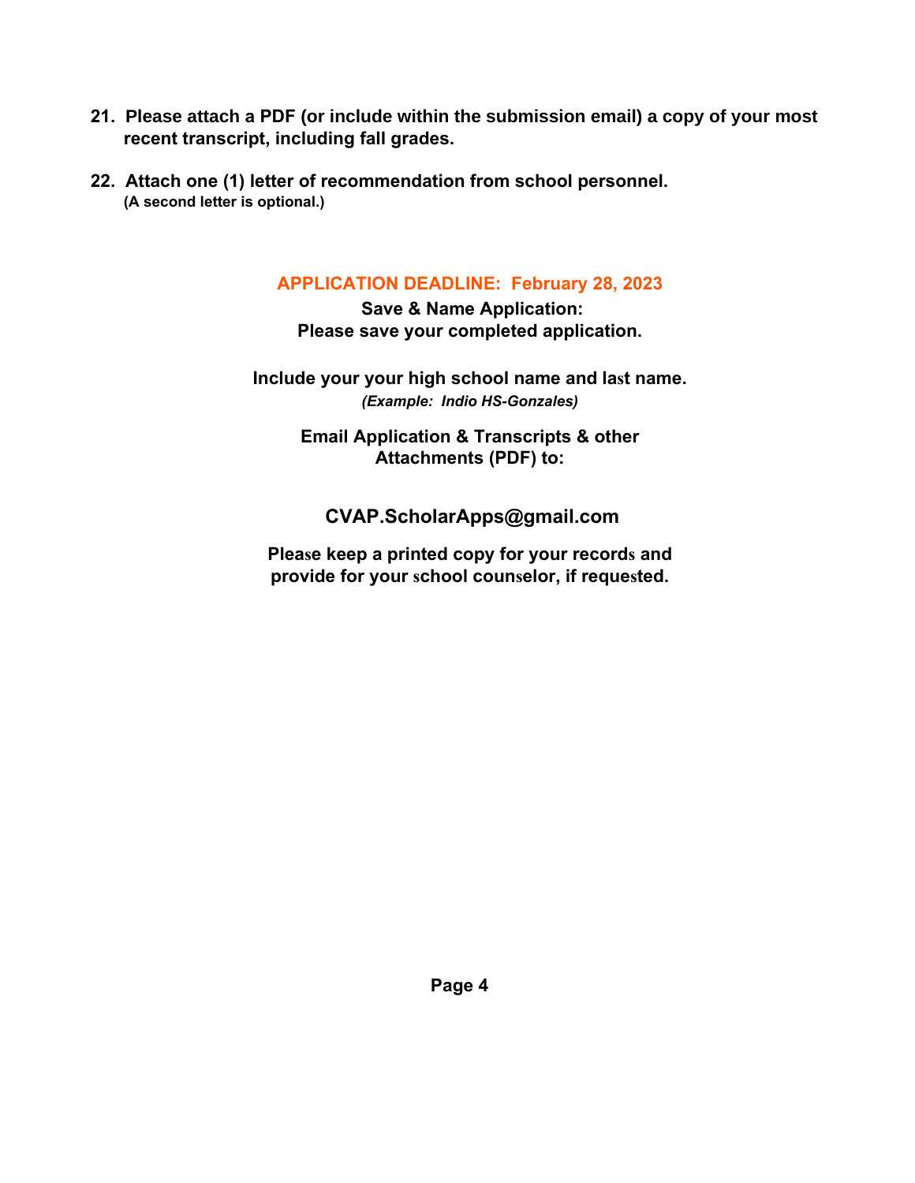21. **Please attach a PDF (or include within the submission email) a copy of your most recent transcript, including fall grades.**

22. **Attach one (1) letter of recommendation from school personnel.**
    **(A second letter is optional.)**

**APPLICATION DEADLINE: February 28, 2023**

**Save & Name Application:**
**Please save your completed application.**

**Include your your high school name and last name.**
***(Example: Indio HS-Gonzales)***

**Email Application & Transcripts & other Attachments (PDF) to:**

**CVAP.ScholarApps@gmail.com**

**Please keep a printed copy for your records and provide for your school counselor, if requested.**